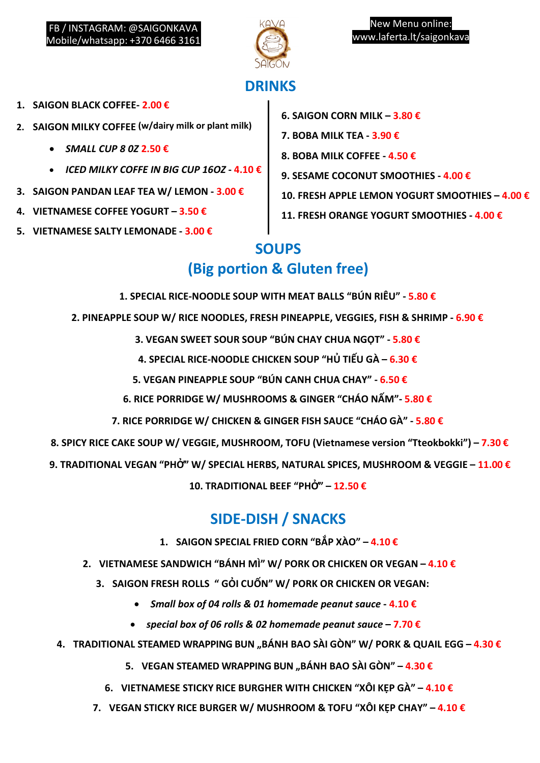FB / INSTAGRAM: @SAIGONKAVA
Mobile/whatsapp: +370 6466 3161

KAVA SAIGON

New Menu online:
www.laferta.lt/saigonkava

# DRINKS

1. **SAIGON BLACK COFFEE- 2.00 €**
2. **SAIGON MILKY COFFEE** (w/dairy milk or plant milk)
   - ***SMALL CUP 8 0Z 2.50 €***
   - ***ICED MILKY COFFE IN BIG CUP 16OZ - 4.10 €***
3. **SAIGON PANDAN LEAF TEA W/ LEMON - 3.00 €**
4. **VIETNAMESE COFFEE YOGURT – 3.50 €**
5. **VIETNAMESE SALTY LEMONADE - 3.00 €**
6. **SAIGON CORN MILK – 3.80 €**
7. **BOBA MILK TEA - 3.90 €**
8. **BOBA MILK COFFEE - 4.50 €**
9. **SESAME COCONUT SMOOTHIES - 4.00 €**
10. **FRESH APPLE LEMON YOGURT SMOOTHIES – 4.00 €**
11. **FRESH ORANGE YOGURT SMOOTHIES - 4.00 €**

# SOUPS
## (Big portion & Gluten free)

1. **SPECIAL RICE-NOODLE SOUP WITH MEAT BALLS "BÚN RIÊU" - 5.80 €**
2. **PINEAPPLE SOUP W/ RICE NOODLES, FRESH PINEAPPLE, VEGGIES, FISH & SHRIMP - 6.90 €**
3. **VEGAN SWEET SOUR SOUP "BÚN CHAY CHUA NGỌT" - 5.80 €**
4. **SPECIAL RICE-NOODLE CHICKEN SOUP "HỦ TIẾU GÀ – 6.30 €**
5. **VEGAN PINEAPPLE SOUP "BÚN CANH CHUA CHAY" - 6.50 €**
6. **RICE PORRIDGE W/ MUSHROOMS & GINGER "CHÁO NẤM"- 5.80 €**
7. **RICE PORRIDGE W/ CHICKEN & GINGER FISH SAUCE "CHÁO GÀ" - 5.80 €**
8. **SPICY RICE CAKE SOUP W/ VEGGIE, MUSHROOM, TOFU (Vietnamese version "Tteokbokki") – 7.30 €**
9. **TRADITIONAL VEGAN "PHỞ" W/ SPECIAL HERBS, NATURAL SPICES, MUSHROOM & VEGGIE – 11.00 €**
10. **TRADITIONAL BEEF "PHỞ" – 12.50 €**

# SIDE-DISH / SNACKS

1. **SAIGON SPECIAL FRIED CORN "BẮP XÀO" – 4.10 €**
2. **VIETNAMESE SANDWICH "BÁNH MÌ" W/ PORK OR CHICKEN OR VEGAN – 4.10 €**
3. **SAIGON FRESH ROLLS " GỎI CUỐN" W/ PORK OR CHICKEN OR VEGAN:**
   - ***Small box of 04 rolls & 01 homemade peanut sauce - 4.10 €***
   - ***special box of 06 rolls & 02 homemade peanut sauce – 7.70 €***
4. **TRADITIONAL STEAMED WRAPPING BUN „BÁNH BAO SÀI GÒN" W/ PORK & QUAIL EGG – 4.30 €**
5. **VEGAN STEAMED WRAPPING BUN „BÁNH BAO SÀI GÒN" – 4.30 €**
6. **VIETNAMESE STICKY RICE BURGHER WITH CHICKEN "XÔI KẸP GÀ" – 4.10 €**
7. **VEGAN STICKY RICE BURGER W/ MUSHROOM & TOFU "XÔI KẸP CHAY" – 4.10 €**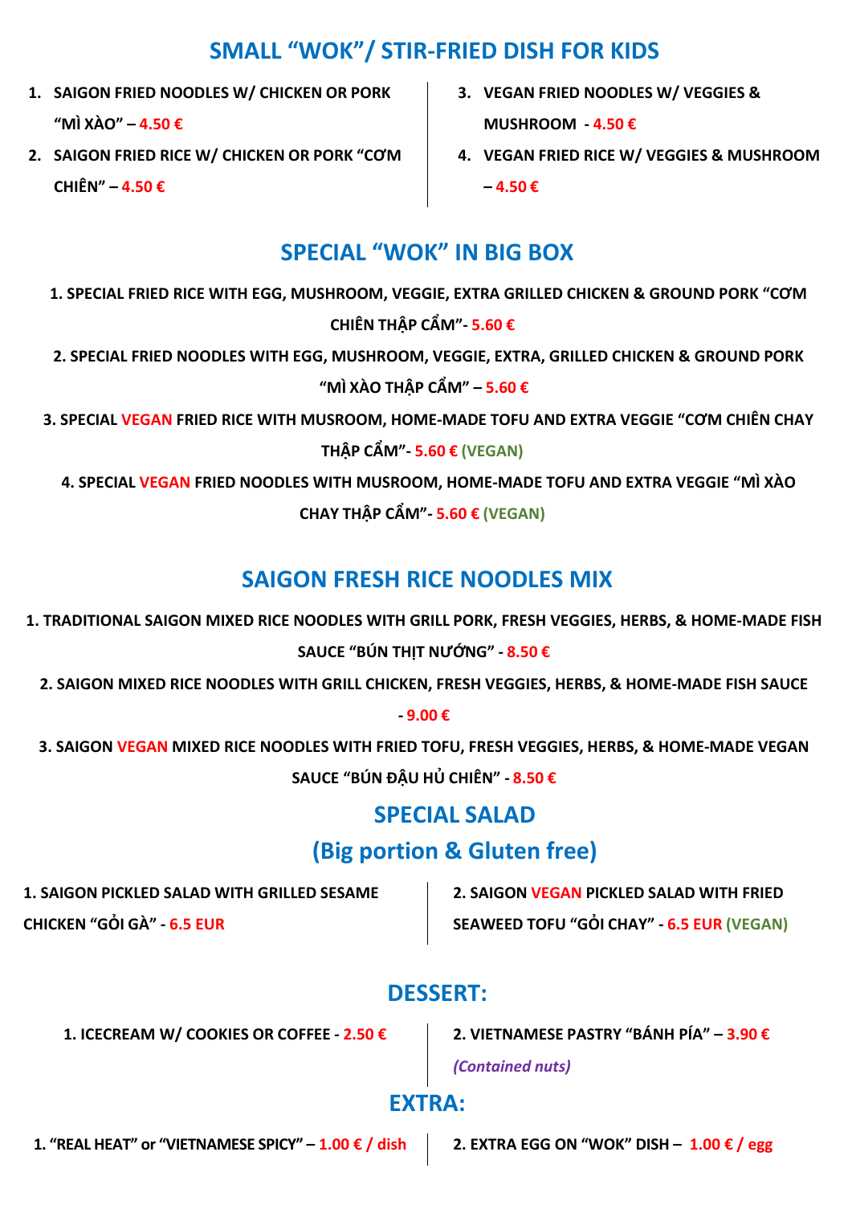## SMALL "WOK"/ STIR-FRIED DISH FOR KIDS

1. **SAIGON FRIED NOODLES W/ CHICKEN OR PORK "MÌ XÀO" – 4.50 €**
2. **SAIGON FRIED RICE W/ CHICKEN OR PORK "CƠM CHIÊN" – 4.50 €**
3. **VEGAN FRIED NOODLES W/ VEGGIES & MUSHROOM - 4.50 €**
4. **VEGAN FRIED RICE W/ VEGGIES & MUSHROOM – 4.50 €**

## SPECIAL "WOK" IN BIG BOX

**1. SPECIAL FRIED RICE WITH EGG, MUSHROOM, VEGGIE, EXTRA GRILLED CHICKEN & GROUND PORK "CƠM CHIÊN THẬP CẨM"- 5.60 €**

**2. SPECIAL FRIED NOODLES WITH EGG, MUSHROOM, VEGGIE, EXTRA, GRILLED CHICKEN & GROUND PORK "MÌ XÀO THẬP CẨM" – 5.60 €**

**3. SPECIAL VEGAN FRIED RICE WITH MUSROOM, HOME-MADE TOFU AND EXTRA VEGGIE "CƠM CHIÊN CHAY THẬP CẨM"- 5.60 € (VEGAN)**

**4. SPECIAL VEGAN FRIED NOODLES WITH MUSROOM, HOME-MADE TOFU AND EXTRA VEGGIE "MÌ XÀO CHAY THẬP CẨM"- 5.60 € (VEGAN)**

## SAIGON FRESH RICE NOODLES MIX

**1. TRADITIONAL SAIGON MIXED RICE NOODLES WITH GRILL PORK, FRESH VEGGIES, HERBS, & HOME-MADE FISH SAUCE "BÚN THỊT NƯỚNG" - 8.50 €**

**2. SAIGON MIXED RICE NOODLES WITH GRILL CHICKEN, FRESH VEGGIES, HERBS, & HOME-MADE FISH SAUCE - 9.00 €**

**3. SAIGON VEGAN MIXED RICE NOODLES WITH FRIED TOFU, FRESH VEGGIES, HERBS, & HOME-MADE VEGAN SAUCE "BÚN ĐẬU HỦ CHIÊN" - 8.50 €**

## SPECIAL SALAD
## (Big portion & Gluten free)

**1. SAIGON PICKLED SALAD WITH GRILLED SESAME CHICKEN "GỎI GÀ" - 6.5 EUR**

**2. SAIGON VEGAN PICKLED SALAD WITH FRIED SEAWEED TOFU "GỎI CHAY" - 6.5 EUR (VEGAN)**

## DESSERT:

**1. ICECREAM W/ COOKIES OR COFFEE - 2.50 €**

**2. VIETNAMESE PASTRY "BÁNH PÍA" – 3.90 €**

***(Contained nuts)***

## EXTRA:

**1. "REAL HEAT" or "VIETNAMESE SPICY" – 1.00 € / dish**

**2. EXTRA EGG ON "WOK" DISH – 1.00 € / egg**